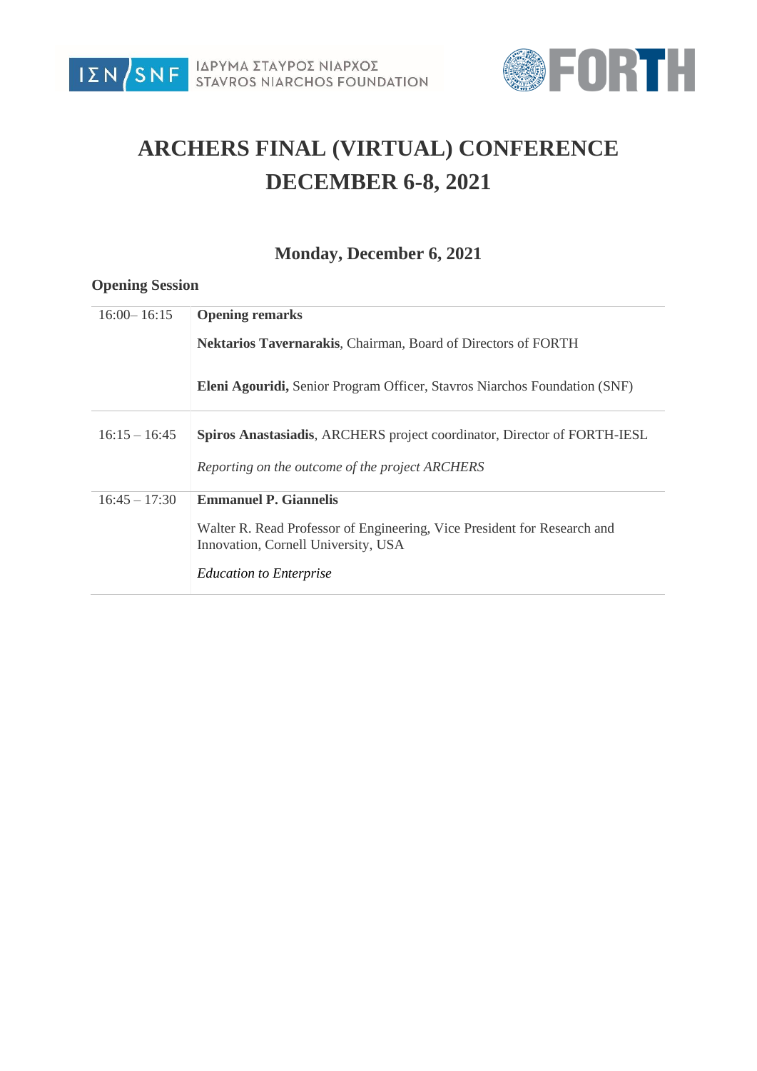# ARCHERS FINAL (VIRTUAL) CONFERENCE
# DECEMBER 6-8, 2021

## Monday, December 6, 2021

### Opening Session

| | |
|---|---|
| 16:00– 16:15 | **Opening remarks**<br><br>**Nektarios Tavernarakis**, Chairman, Board of Directors of FORTH<br><br>**Eleni Agouridi,** Senior Program Officer, Stavros Niarchos Foundation (SNF) |
| 16:15 – 16:45 | **Spiros Anastasiadis**, ARCHERS project coordinator, Director of FORTH-IESL<br><br>*Reporting on the outcome of the project ARCHERS* |
| 16:45 – 17:30 | **Emmanuel P. Giannelis**<br><br>Walter R. Read Professor of Engineering, Vice President for Research and Innovation, Cornell University, USA<br><br>*Education to Enterprise* |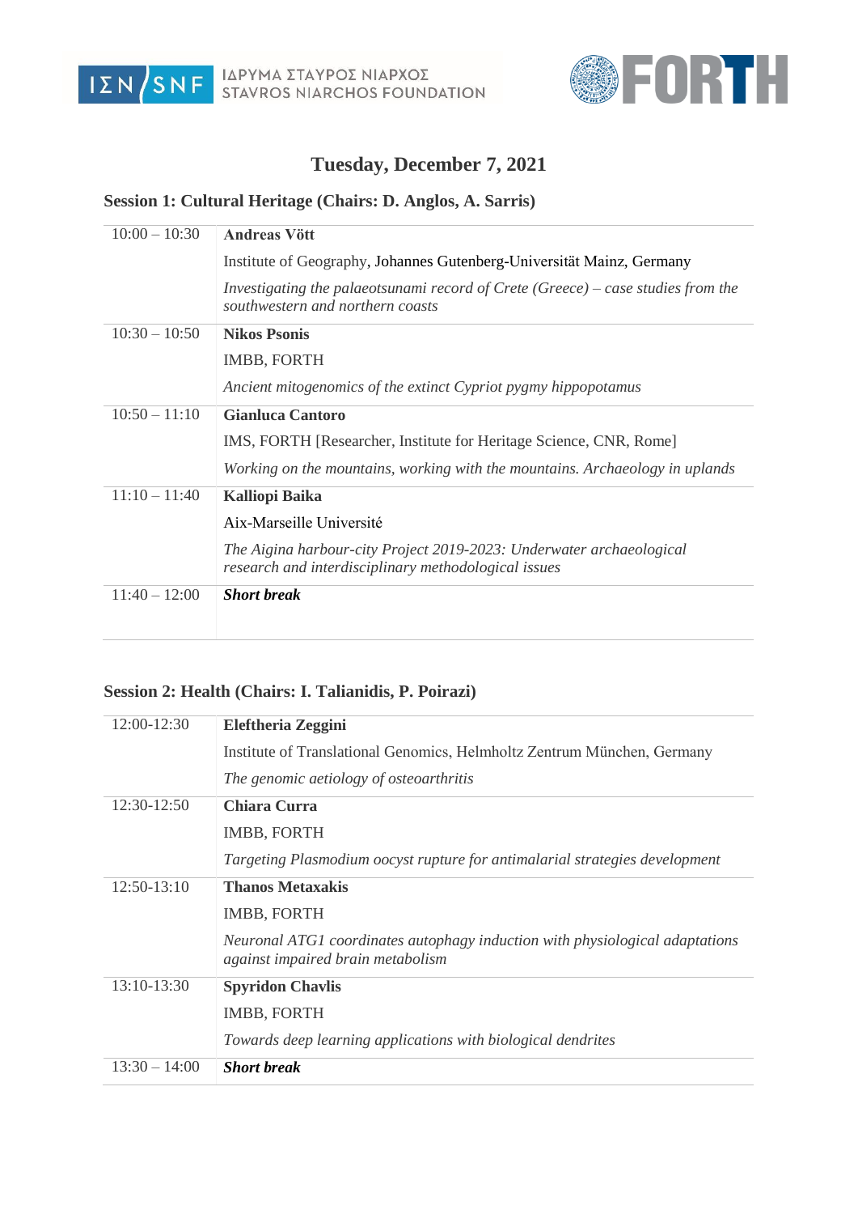## Tuesday, December 7, 2021

### Session 1: Cultural Heritage (Chairs: D. Anglos, A. Sarris)

| | |
|---|---|
| 10:00 – 10:30 | **Andreas Vött**<br>Institute of Geography, Johannes Gutenberg-Universität Mainz, Germany<br>*Investigating the palaeotsunami record of Crete (Greece) – case studies from the southwestern and northern coasts* |
| 10:30 – 10:50 | **Nikos Psonis**<br>IMBB, FORTH<br>*Ancient mitogenomics of the extinct Cypriot pygmy hippopotamus* |
| 10:50 – 11:10 | **Gianluca Cantoro**<br>IMS, FORTH [Researcher, Institute for Heritage Science, CNR, Rome]<br>*Working on the mountains, working with the mountains. Archaeology in uplands* |
| 11:10 – 11:40 | **Kalliopi Baika**<br>Aix-Marseille Université<br>*The Aigina harbour-city Project 2019-2023: Underwater archaeological research and interdisciplinary methodological issues* |
| 11:40 – 12:00 | ***Short break*** |

### Session 2: Health (Chairs: I. Talianidis, P. Poirazi)

| | |
|---|---|
| 12:00-12:30 | **Eleftheria Zeggini**<br>Institute of Translational Genomics, Helmholtz Zentrum München, Germany<br>*The genomic aetiology of osteoarthritis* |
| 12:30-12:50 | **Chiara Curra**<br>IMBB, FORTH<br>*Targeting Plasmodium oocyst rupture for antimalarial strategies development* |
| 12:50-13:10 | **Thanos Metaxakis**<br>IMBB, FORTH<br>*Neuronal ATG1 coordinates autophagy induction with physiological adaptations against impaired brain metabolism* |
| 13:10-13:30 | **Spyridon Chavlis**<br>IMBB, FORTH<br>*Towards deep learning applications with biological dendrites* |
| 13:30 – 14:00 | ***Short break*** |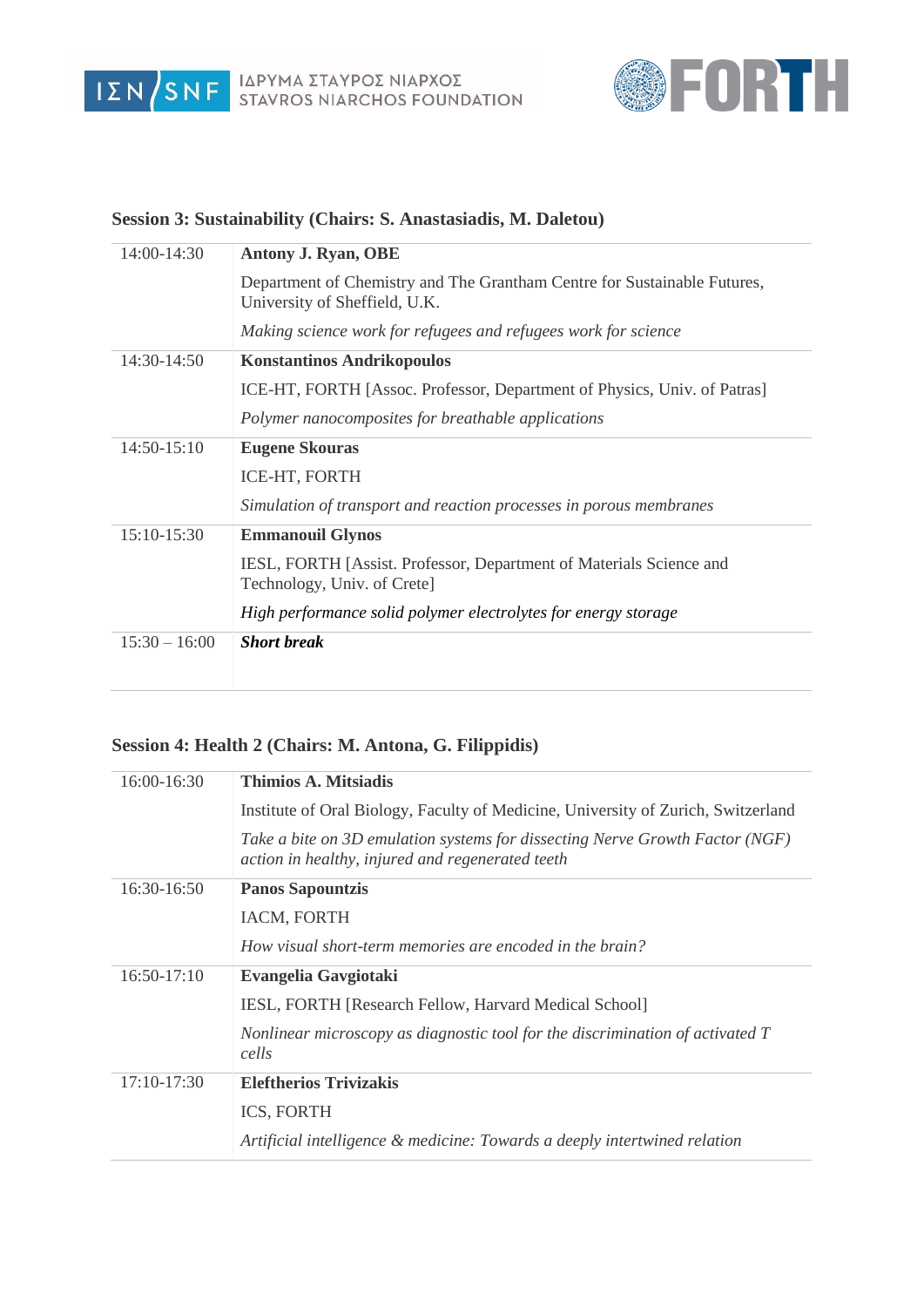## Session 3: Sustainability (Chairs: S. Anastasiadis, M. Daletou)

| | |
|---|---|
| 14:00-14:30 | **Antony J. Ryan, OBE**<br>Department of Chemistry and The Grantham Centre for Sustainable Futures, University of Sheffield, U.K.<br>*Making science work for refugees and refugees work for science* |
| 14:30-14:50 | **Konstantinos Andrikopoulos**<br>ICE-HT, FORTH [Assoc. Professor, Department of Physics, Univ. of Patras]<br>*Polymer nanocomposites for breathable applications* |
| 14:50-15:10 | **Eugene Skouras**<br>ICE-HT, FORTH<br>*Simulation of transport and reaction processes in porous membranes* |
| 15:10-15:30 | **Emmanouil Glynos**<br>IESL, FORTH [Assist. Professor, Department of Materials Science and Technology, Univ. of Crete]<br>*High performance solid polymer electrolytes for energy storage* |
| 15:30 – 16:00 | ***Short break*** |

## Session 4: Health 2 (Chairs: M. Antona, G. Filippidis)

| | |
|---|---|
| 16:00-16:30 | **Thimios A. Mitsiadis**<br>Institute of Oral Biology, Faculty of Medicine, University of Zurich, Switzerland<br>*Take a bite on 3D emulation systems for dissecting Nerve Growth Factor (NGF) action in healthy, injured and regenerated teeth* |
| 16:30-16:50 | **Panos Sapountzis**<br>IACM, FORTH<br>*How visual short-term memories are encoded in the brain?* |
| 16:50-17:10 | **Evangelia Gavgiotaki**<br>IESL, FORTH [Research Fellow, Harvard Medical School]<br>*Nonlinear microscopy as diagnostic tool for the discrimination of activated T cells* |
| 17:10-17:30 | **Eleftherios Trivizakis**<br>ICS, FORTH<br>*Artificial intelligence & medicine: Towards a deeply intertwined relation* |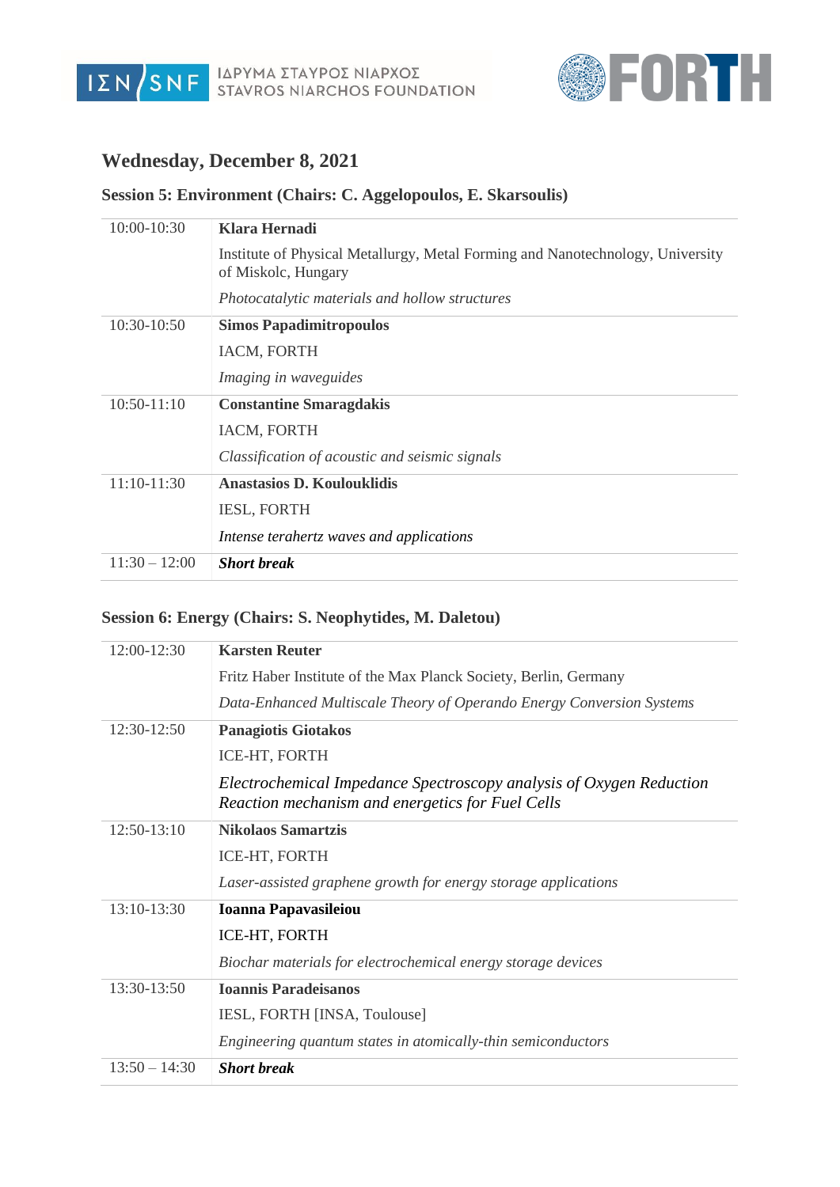## Wednesday, December 8, 2021

### Session 5: Environment (Chairs: C. Aggelopoulos, E. Skarsoulis)

| | |
|---|---|
| 10:00-10:30 | **Klara Hernadi**<br>Institute of Physical Metallurgy, Metal Forming and Nanotechnology, University of Miskolc, Hungary<br>*Photocatalytic materials and hollow structures* |
| 10:30-10:50 | **Simos Papadimitropoulos**<br>IACM, FORTH<br>*Imaging in waveguides* |
| 10:50-11:10 | **Constantine Smaragdakis**<br>IACM, FORTH<br>*Classification of acoustic and seismic signals* |
| 11:10-11:30 | **Anastasios D. Koulouklidis**<br>IESL, FORTH<br>*Intense terahertz waves and applications* |
| 11:30 – 12:00 | ***Short break*** |

### Session 6: Energy (Chairs: S. Neophytides, M. Daletou)

| | |
|---|---|
| 12:00-12:30 | **Karsten Reuter**<br>Fritz Haber Institute of the Max Planck Society, Berlin, Germany<br>*Data-Enhanced Multiscale Theory of Operando Energy Conversion Systems* |
| 12:30-12:50 | **Panagiotis Giotakos**<br>ICE-HT, FORTH<br>*Electrochemical Impedance Spectroscopy analysis of Oxygen Reduction Reaction mechanism and energetics for Fuel Cells* |
| 12:50-13:10 | **Nikolaos Samartzis**<br>ICE-HT, FORTH<br>*Laser-assisted graphene growth for energy storage applications* |
| 13:10-13:30 | **Ioanna Papavasileiou**<br>ICE-HT, FORTH<br>*Biochar materials for electrochemical energy storage devices* |
| 13:30-13:50 | **Ioannis Paradeisanos**<br>IESL, FORTH [INSA, Toulouse]<br>*Engineering quantum states in atomically-thin semiconductors* |
| 13:50 – 14:30 | ***Short break*** |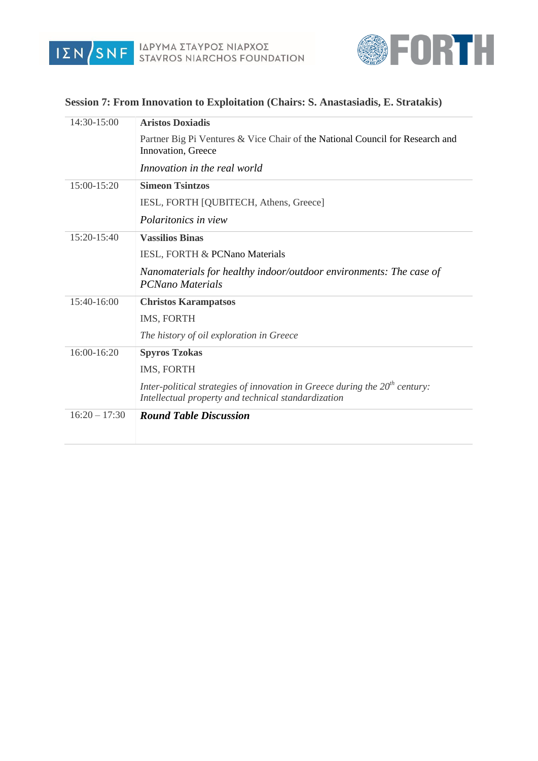## Session 7: From Innovation to Exploitation (Chairs: S. Anastasiadis, E. Stratakis)

| | |
|---|---|
| 14:30-15:00 | **Aristos Doxiadis**<br>Partner Big Pi Ventures & Vice Chair of the National Council for Research and Innovation, Greece<br>*Innovation in the real world* |
| 15:00-15:20 | **Simeon Tsintzos**<br>IESL, FORTH [QUBITECH, Athens, Greece]<br>*Polaritonics in view* |
| 15:20-15:40 | **Vassilios Binas**<br>IESL, FORTH & PCNano Materials<br>*Nanomaterials for healthy indoor/outdoor environments: The case of PCNano Materials* |
| 15:40-16:00 | **Christos Karampatsos**<br>IMS, FORTH<br>*The history of oil exploration in Greece* |
| 16:00-16:20 | **Spyros Tzokas**<br>IMS, FORTH<br>*Inter-political strategies of innovation in Greece during the 20th century: Intellectual property and technical standardization* |
| 16:20 – 17:30 | ***Round Table Discussion*** |